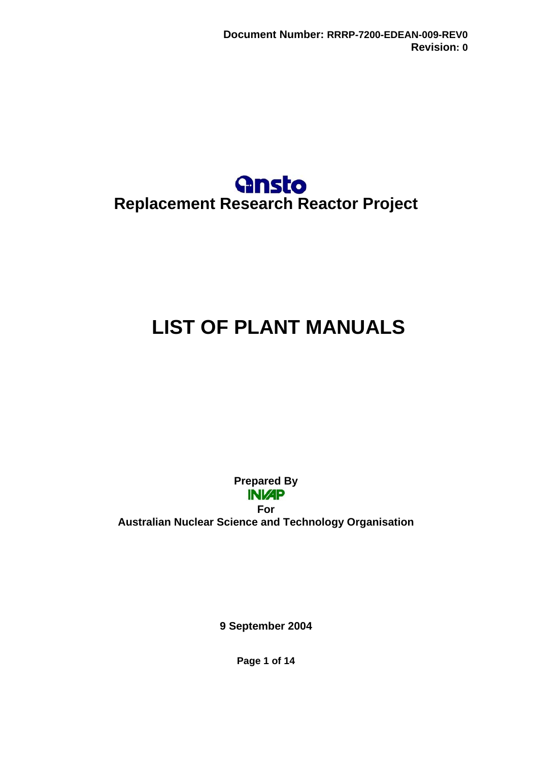Document Number: RRRP-7200-EDEAN-009-REV0
Revision: 0

ansto

## Replacement Research Reactor Project

# LIST OF PLANT MANUALS

**Prepared By**
**INVAP**
**For**
**Australian Nuclear Science and Technology Organisation**

**9 September 2004**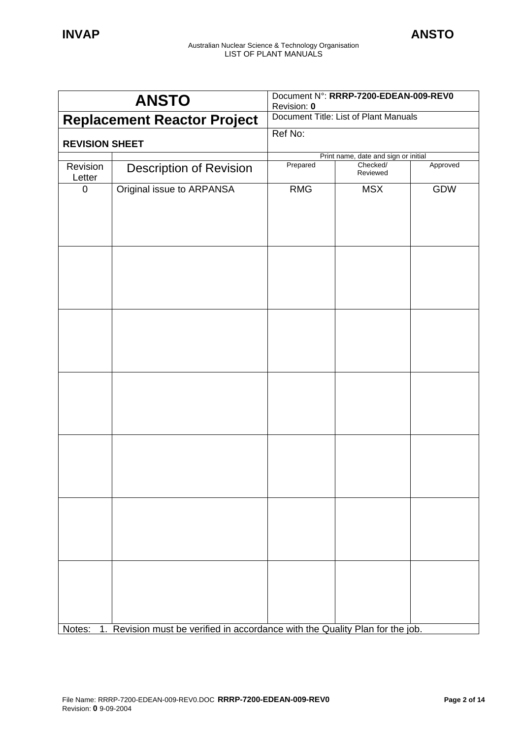| **ANSTO** | | Document N°: **RRRP-7200-EDEAN-009-REV0**<br>Revision: **0** | | |
|---|---|---|---|---|
| **Replacement Reactor Project** | | Document Title: List of Plant Manuals | | |
| **REVISION SHEET** | | Ref No: | | |
| | | Print name, date and sign or initial | | |
| Revision Letter | Description of Revision | Prepared | Checked/ Reviewed | Approved |
| 0 | Original issue to ARPANSA | RMG | MSX | GDW |
| | | | | |
| | | | | |
| | | | | |
| | | | | |
| | | | | |
| | | | | |

Notes: 1. Revision must be verified in accordance with the Quality Plan for the job.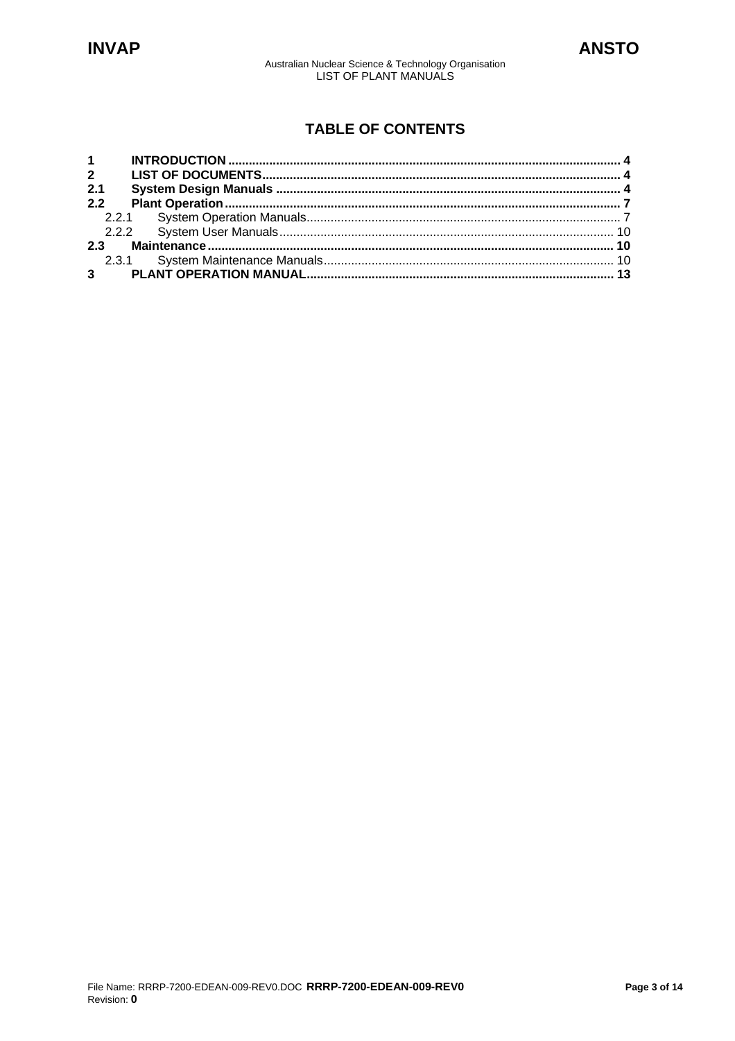# TABLE OF CONTENTS

| | | |
|---|---|---|
| **1** | **INTRODUCTION** | **4** |
| **2** | **LIST OF DOCUMENTS** | **4** |
| **2.1** | **System Design Manuals** | **4** |
| **2.2** | **Plant Operation** | **7** |
| 2.2.1 | System Operation Manuals | 7 |
| 2.2.2 | System User Manuals | 10 |
| **2.3** | **Maintenance** | **10** |
| 2.3.1 | System Maintenance Manuals | 10 |
| **3** | **PLANT OPERATION MANUAL** | **13** |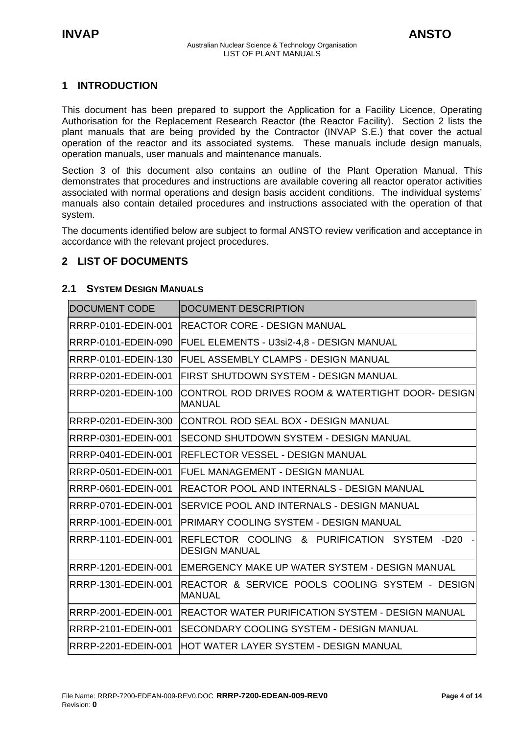# 1 INTRODUCTION

This document has been prepared to support the Application for a Facility Licence, Operating Authorisation for the Replacement Research Reactor (the Reactor Facility). Section 2 lists the plant manuals that are being provided by the Contractor (INVAP S.E.) that cover the actual operation of the reactor and its associated systems. These manuals include design manuals, operation manuals, user manuals and maintenance manuals.

Section 3 of this document also contains an outline of the Plant Operation Manual. This demonstrates that procedures and instructions are available covering all reactor operator activities associated with normal operations and design basis accident conditions. The individual systems' manuals also contain detailed procedures and instructions associated with the operation of that system.

The documents identified below are subject to formal ANSTO review verification and acceptance in accordance with the relevant project procedures.

# 2 LIST OF DOCUMENTS

## 2.1 SYSTEM DESIGN MANUALS

| DOCUMENT CODE | DOCUMENT DESCRIPTION |
|---|---|
| RRRP-0101-EDEIN-001 | REACTOR CORE - DESIGN MANUAL |
| RRRP-0101-EDEIN-090 | FUEL ELEMENTS - U3si2-4,8 - DESIGN MANUAL |
| RRRP-0101-EDEIN-130 | FUEL ASSEMBLY CLAMPS - DESIGN MANUAL |
| RRRP-0201-EDEIN-001 | FIRST SHUTDOWN SYSTEM - DESIGN MANUAL |
| RRRP-0201-EDEIN-100 | CONTROL ROD DRIVES ROOM & WATERTIGHT DOOR- DESIGN MANUAL |
| RRRP-0201-EDEIN-300 | CONTROL ROD SEAL BOX - DESIGN MANUAL |
| RRRP-0301-EDEIN-001 | SECOND SHUTDOWN SYSTEM - DESIGN MANUAL |
| RRRP-0401-EDEIN-001 | REFLECTOR VESSEL - DESIGN MANUAL |
| RRRP-0501-EDEIN-001 | FUEL MANAGEMENT - DESIGN MANUAL |
| RRRP-0601-EDEIN-001 | REACTOR POOL AND INTERNALS - DESIGN MANUAL |
| RRRP-0701-EDEIN-001 | SERVICE POOL AND INTERNALS - DESIGN MANUAL |
| RRRP-1001-EDEIN-001 | PRIMARY COOLING SYSTEM - DESIGN MANUAL |
| RRRP-1101-EDEIN-001 | REFLECTOR COOLING & PURIFICATION SYSTEM -D20 - DESIGN MANUAL |
| RRRP-1201-EDEIN-001 | EMERGENCY MAKE UP WATER SYSTEM - DESIGN MANUAL |
| RRRP-1301-EDEIN-001 | REACTOR & SERVICE POOLS COOLING SYSTEM - DESIGN MANUAL |
| RRRP-2001-EDEIN-001 | REACTOR WATER PURIFICATION SYSTEM - DESIGN MANUAL |
| RRRP-2101-EDEIN-001 | SECONDARY COOLING SYSTEM - DESIGN MANUAL |
| RRRP-2201-EDEIN-001 | HOT WATER LAYER SYSTEM - DESIGN MANUAL |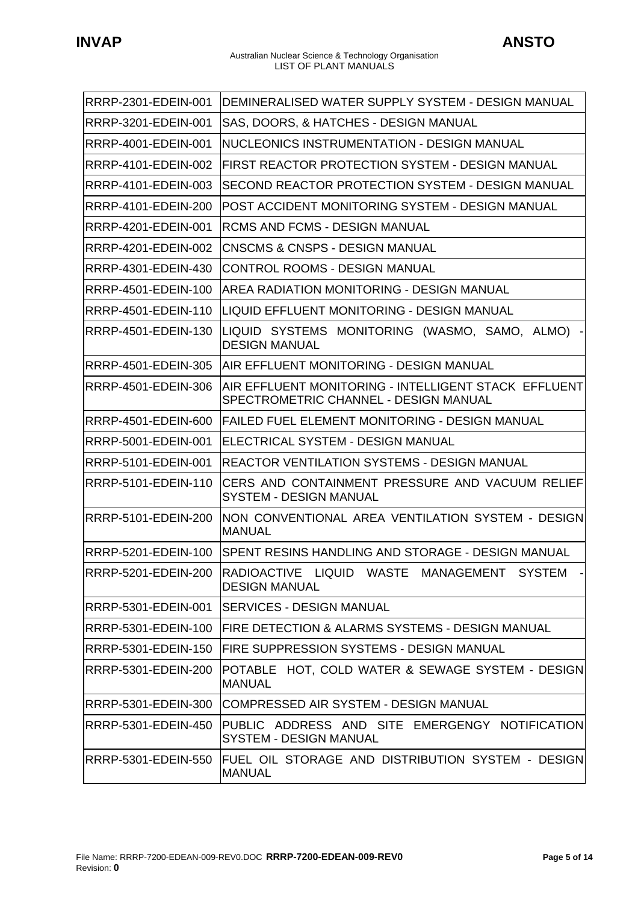| | |
|---|---|
| RRRP-2301-EDEIN-001 | DEMINERALISED WATER SUPPLY SYSTEM - DESIGN MANUAL |
| RRRP-3201-EDEIN-001 | SAS, DOORS, & HATCHES - DESIGN MANUAL |
| RRRP-4001-EDEIN-001 | NUCLEONICS INSTRUMENTATION - DESIGN MANUAL |
| RRRP-4101-EDEIN-002 | FIRST REACTOR PROTECTION SYSTEM - DESIGN MANUAL |
| RRRP-4101-EDEIN-003 | SECOND REACTOR PROTECTION SYSTEM - DESIGN MANUAL |
| RRRP-4101-EDEIN-200 | POST ACCIDENT MONITORING SYSTEM - DESIGN MANUAL |
| RRRP-4201-EDEIN-001 | RCMS AND FCMS - DESIGN MANUAL |
| RRRP-4201-EDEIN-002 | CNSCMS & CNSPS - DESIGN MANUAL |
| RRRP-4301-EDEIN-430 | CONTROL ROOMS - DESIGN MANUAL |
| RRRP-4501-EDEIN-100 | AREA RADIATION MONITORING - DESIGN MANUAL |
| RRRP-4501-EDEIN-110 | LIQUID EFFLUENT MONITORING - DESIGN MANUAL |
| RRRP-4501-EDEIN-130 | LIQUID SYSTEMS MONITORING (WASMO, SAMO, ALMO) - DESIGN MANUAL |
| RRRP-4501-EDEIN-305 | AIR EFFLUENT MONITORING - DESIGN MANUAL |
| RRRP-4501-EDEIN-306 | AIR EFFLUENT MONITORING - INTELLIGENT STACK EFFLUENT SPECTROMETRIC CHANNEL - DESIGN MANUAL |
| RRRP-4501-EDEIN-600 | FAILED FUEL ELEMENT MONITORING - DESIGN MANUAL |
| RRRP-5001-EDEIN-001 | ELECTRICAL SYSTEM - DESIGN MANUAL |
| RRRP-5101-EDEIN-001 | REACTOR VENTILATION SYSTEMS - DESIGN MANUAL |
| RRRP-5101-EDEIN-110 | CERS AND CONTAINMENT PRESSURE AND VACUUM RELIEF SYSTEM - DESIGN MANUAL |
| RRRP-5101-EDEIN-200 | NON CONVENTIONAL AREA VENTILATION SYSTEM - DESIGN MANUAL |
| RRRP-5201-EDEIN-100 | SPENT RESINS HANDLING AND STORAGE - DESIGN MANUAL |
| RRRP-5201-EDEIN-200 | RADIOACTIVE LIQUID WASTE MANAGEMENT SYSTEM - DESIGN MANUAL |
| RRRP-5301-EDEIN-001 | SERVICES - DESIGN MANUAL |
| RRRP-5301-EDEIN-100 | FIRE DETECTION & ALARMS SYSTEMS - DESIGN MANUAL |
| RRRP-5301-EDEIN-150 | FIRE SUPPRESSION SYSTEMS - DESIGN MANUAL |
| RRRP-5301-EDEIN-200 | POTABLE HOT, COLD WATER & SEWAGE SYSTEM - DESIGN MANUAL |
| RRRP-5301-EDEIN-300 | COMPRESSED AIR SYSTEM - DESIGN MANUAL |
| RRRP-5301-EDEIN-450 | PUBLIC ADDRESS AND SITE EMERGENGY NOTIFICATION SYSTEM - DESIGN MANUAL |
| RRRP-5301-EDEIN-550 | FUEL OIL STORAGE AND DISTRIBUTION SYSTEM - DESIGN MANUAL |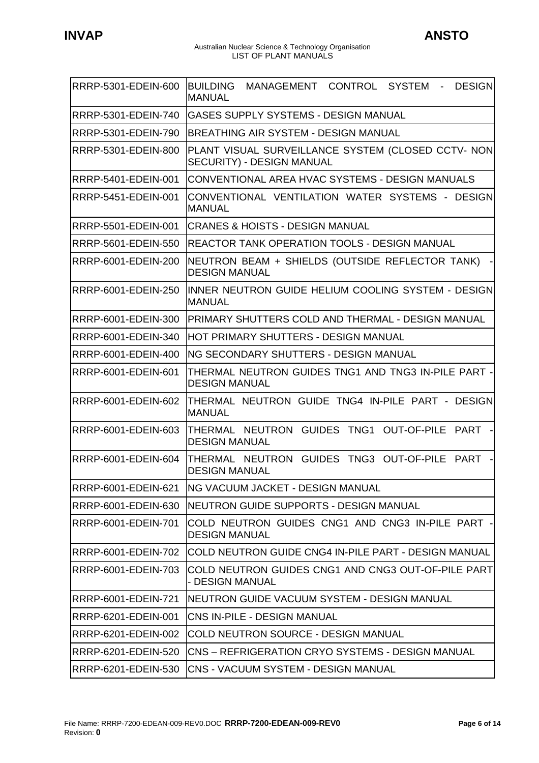| | |
|---|---|
| RRRP-5301-EDEIN-600 | BUILDING MANAGEMENT CONTROL SYSTEM - DESIGN MANUAL |
| RRRP-5301-EDEIN-740 | GASES SUPPLY SYSTEMS - DESIGN MANUAL |
| RRRP-5301-EDEIN-790 | BREATHING AIR SYSTEM - DESIGN MANUAL |
| RRRP-5301-EDEIN-800 | PLANT VISUAL SURVEILLANCE SYSTEM (CLOSED CCTV- NON SECURITY) - DESIGN MANUAL |
| RRRP-5401-EDEIN-001 | CONVENTIONAL AREA HVAC SYSTEMS - DESIGN MANUALS |
| RRRP-5451-EDEIN-001 | CONVENTIONAL VENTILATION WATER SYSTEMS - DESIGN MANUAL |
| RRRP-5501-EDEIN-001 | CRANES & HOISTS - DESIGN MANUAL |
| RRRP-5601-EDEIN-550 | REACTOR TANK OPERATION TOOLS - DESIGN MANUAL |
| RRRP-6001-EDEIN-200 | NEUTRON BEAM + SHIELDS (OUTSIDE REFLECTOR TANK) - DESIGN MANUAL |
| RRRP-6001-EDEIN-250 | INNER NEUTRON GUIDE HELIUM COOLING SYSTEM - DESIGN MANUAL |
| RRRP-6001-EDEIN-300 | PRIMARY SHUTTERS COLD AND THERMAL - DESIGN MANUAL |
| RRRP-6001-EDEIN-340 | HOT PRIMARY SHUTTERS - DESIGN MANUAL |
| RRRP-6001-EDEIN-400 | NG SECONDARY SHUTTERS - DESIGN MANUAL |
| RRRP-6001-EDEIN-601 | THERMAL NEUTRON GUIDES TNG1 AND TNG3 IN-PILE PART - DESIGN MANUAL |
| RRRP-6001-EDEIN-602 | THERMAL NEUTRON GUIDE TNG4 IN-PILE PART - DESIGN MANUAL |
| RRRP-6001-EDEIN-603 | THERMAL NEUTRON GUIDES TNG1 OUT-OF-PILE PART - DESIGN MANUAL |
| RRRP-6001-EDEIN-604 | THERMAL NEUTRON GUIDES TNG3 OUT-OF-PILE PART - DESIGN MANUAL |
| RRRP-6001-EDEIN-621 | NG VACUUM JACKET - DESIGN MANUAL |
| RRRP-6001-EDEIN-630 | NEUTRON GUIDE SUPPORTS - DESIGN MANUAL |
| RRRP-6001-EDEIN-701 | COLD NEUTRON GUIDES CNG1 AND CNG3 IN-PILE PART - DESIGN MANUAL |
| RRRP-6001-EDEIN-702 | COLD NEUTRON GUIDE CNG4 IN-PILE PART - DESIGN MANUAL |
| RRRP-6001-EDEIN-703 | COLD NEUTRON GUIDES CNG1 AND CNG3 OUT-OF-PILE PART - DESIGN MANUAL |
| RRRP-6001-EDEIN-721 | NEUTRON GUIDE VACUUM SYSTEM - DESIGN MANUAL |
| RRRP-6201-EDEIN-001 | CNS IN-PILE - DESIGN MANUAL |
| RRRP-6201-EDEIN-002 | COLD NEUTRON SOURCE - DESIGN MANUAL |
| RRRP-6201-EDEIN-520 | CNS – REFRIGERATION CRYO SYSTEMS - DESIGN MANUAL |
| RRRP-6201-EDEIN-530 | CNS - VACUUM SYSTEM - DESIGN MANUAL |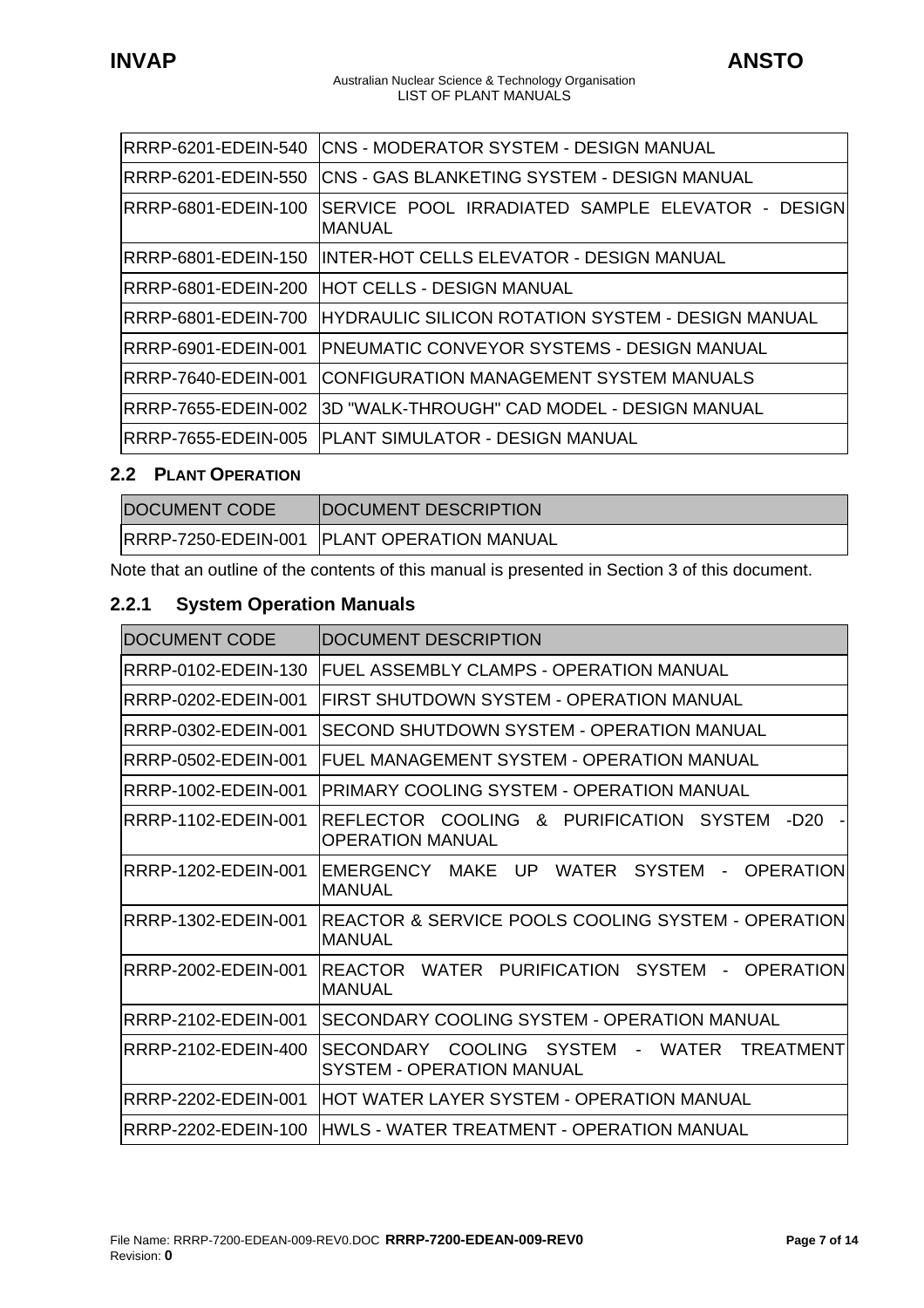| | |
|---|---|
| RRRP-6201-EDEIN-540 | CNS - MODERATOR SYSTEM - DESIGN MANUAL |
| RRRP-6201-EDEIN-550 | CNS - GAS BLANKETING SYSTEM - DESIGN MANUAL |
| RRRP-6801-EDEIN-100 | SERVICE POOL IRRADIATED SAMPLE ELEVATOR - DESIGN MANUAL |
| RRRP-6801-EDEIN-150 | INTER-HOT CELLS ELEVATOR - DESIGN MANUAL |
| RRRP-6801-EDEIN-200 | HOT CELLS - DESIGN MANUAL |
| RRRP-6801-EDEIN-700 | HYDRAULIC SILICON ROTATION SYSTEM - DESIGN MANUAL |
| RRRP-6901-EDEIN-001 | PNEUMATIC CONVEYOR SYSTEMS - DESIGN MANUAL |
| RRRP-7640-EDEIN-001 | CONFIGURATION MANAGEMENT SYSTEM MANUALS |
| RRRP-7655-EDEIN-002 | 3D "WALK-THROUGH" CAD MODEL - DESIGN MANUAL |
| RRRP-7655-EDEIN-005 | PLANT SIMULATOR - DESIGN MANUAL |

## 2.2 PLANT OPERATION

| DOCUMENT CODE | DOCUMENT DESCRIPTION |
|---|---|
| RRRP-7250-EDEIN-001 | PLANT OPERATION MANUAL |

Note that an outline of the contents of this manual is presented in Section 3 of this document.

### 2.2.1 System Operation Manuals

| DOCUMENT CODE | DOCUMENT DESCRIPTION |
|---|---|
| RRRP-0102-EDEIN-130 | FUEL ASSEMBLY CLAMPS - OPERATION MANUAL |
| RRRP-0202-EDEIN-001 | FIRST SHUTDOWN SYSTEM - OPERATION MANUAL |
| RRRP-0302-EDEIN-001 | SECOND SHUTDOWN SYSTEM - OPERATION MANUAL |
| RRRP-0502-EDEIN-001 | FUEL MANAGEMENT SYSTEM - OPERATION MANUAL |
| RRRP-1002-EDEIN-001 | PRIMARY COOLING SYSTEM - OPERATION MANUAL |
| RRRP-1102-EDEIN-001 | REFLECTOR COOLING & PURIFICATION SYSTEM -D20 - OPERATION MANUAL |
| RRRP-1202-EDEIN-001 | EMERGENCY MAKE UP WATER SYSTEM - OPERATION MANUAL |
| RRRP-1302-EDEIN-001 | REACTOR & SERVICE POOLS COOLING SYSTEM - OPERATION MANUAL |
| RRRP-2002-EDEIN-001 | REACTOR WATER PURIFICATION SYSTEM - OPERATION MANUAL |
| RRRP-2102-EDEIN-001 | SECONDARY COOLING SYSTEM - OPERATION MANUAL |
| RRRP-2102-EDEIN-400 | SECONDARY COOLING SYSTEM - WATER TREATMENT SYSTEM - OPERATION MANUAL |
| RRRP-2202-EDEIN-001 | HOT WATER LAYER SYSTEM - OPERATION MANUAL |
| RRRP-2202-EDEIN-100 | HWLS - WATER TREATMENT - OPERATION MANUAL |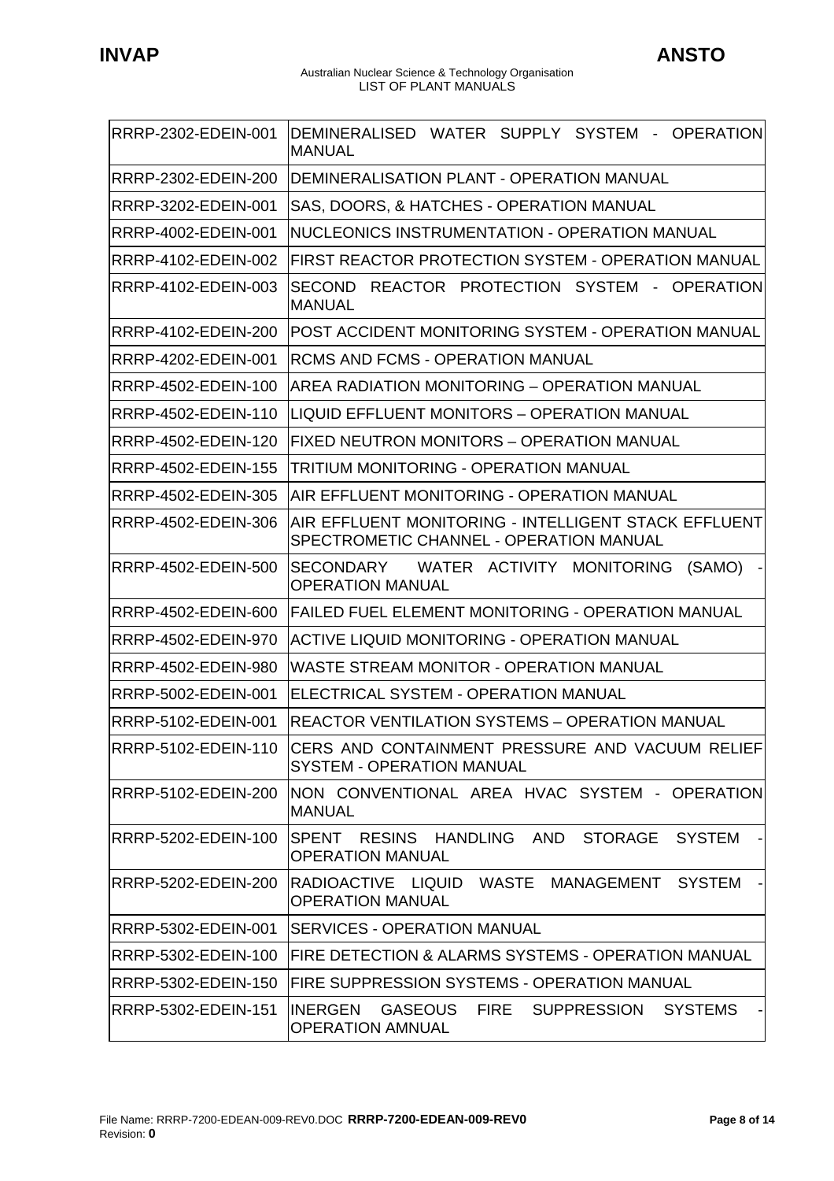| | |
|---|---|
| RRRP-2302-EDEIN-001 | DEMINERALISED WATER SUPPLY SYSTEM - OPERATION MANUAL |
| RRRP-2302-EDEIN-200 | DEMINERALISATION PLANT - OPERATION MANUAL |
| RRRP-3202-EDEIN-001 | SAS, DOORS, & HATCHES - OPERATION MANUAL |
| RRRP-4002-EDEIN-001 | NUCLEONICS INSTRUMENTATION - OPERATION MANUAL |
| RRRP-4102-EDEIN-002 | FIRST REACTOR PROTECTION SYSTEM - OPERATION MANUAL |
| RRRP-4102-EDEIN-003 | SECOND REACTOR PROTECTION SYSTEM - OPERATION MANUAL |
| RRRP-4102-EDEIN-200 | POST ACCIDENT MONITORING SYSTEM - OPERATION MANUAL |
| RRRP-4202-EDEIN-001 | RCMS AND FCMS - OPERATION MANUAL |
| RRRP-4502-EDEIN-100 | AREA RADIATION MONITORING – OPERATION MANUAL |
| RRRP-4502-EDEIN-110 | LIQUID EFFLUENT MONITORS – OPERATION MANUAL |
| RRRP-4502-EDEIN-120 | FIXED NEUTRON MONITORS – OPERATION MANUAL |
| RRRP-4502-EDEIN-155 | TRITIUM MONITORING - OPERATION MANUAL |
| RRRP-4502-EDEIN-305 | AIR EFFLUENT MONITORING - OPERATION MANUAL |
| RRRP-4502-EDEIN-306 | AIR EFFLUENT MONITORING - INTELLIGENT STACK EFFLUENT SPECTROMETIC CHANNEL - OPERATION MANUAL |
| RRRP-4502-EDEIN-500 | SECONDARY WATER ACTIVITY MONITORING (SAMO) - OPERATION MANUAL |
| RRRP-4502-EDEIN-600 | FAILED FUEL ELEMENT MONITORING - OPERATION MANUAL |
| RRRP-4502-EDEIN-970 | ACTIVE LIQUID MONITORING - OPERATION MANUAL |
| RRRP-4502-EDEIN-980 | WASTE STREAM MONITOR - OPERATION MANUAL |
| RRRP-5002-EDEIN-001 | ELECTRICAL SYSTEM - OPERATION MANUAL |
| RRRP-5102-EDEIN-001 | REACTOR VENTILATION SYSTEMS – OPERATION MANUAL |
| RRRP-5102-EDEIN-110 | CERS AND CONTAINMENT PRESSURE AND VACUUM RELIEF SYSTEM - OPERATION MANUAL |
| RRRP-5102-EDEIN-200 | NON CONVENTIONAL AREA HVAC SYSTEM - OPERATION MANUAL |
| RRRP-5202-EDEIN-100 | SPENT RESINS HANDLING AND STORAGE SYSTEM - OPERATION MANUAL |
| RRRP-5202-EDEIN-200 | RADIOACTIVE LIQUID WASTE MANAGEMENT SYSTEM - OPERATION MANUAL |
| RRRP-5302-EDEIN-001 | SERVICES - OPERATION MANUAL |
| RRRP-5302-EDEIN-100 | FIRE DETECTION & ALARMS SYSTEMS - OPERATION MANUAL |
| RRRP-5302-EDEIN-150 | FIRE SUPPRESSION SYSTEMS - OPERATION MANUAL |
| RRRP-5302-EDEIN-151 | INERGEN GASEOUS FIRE SUPPRESSION SYSTEMS - OPERATION AMNUAL |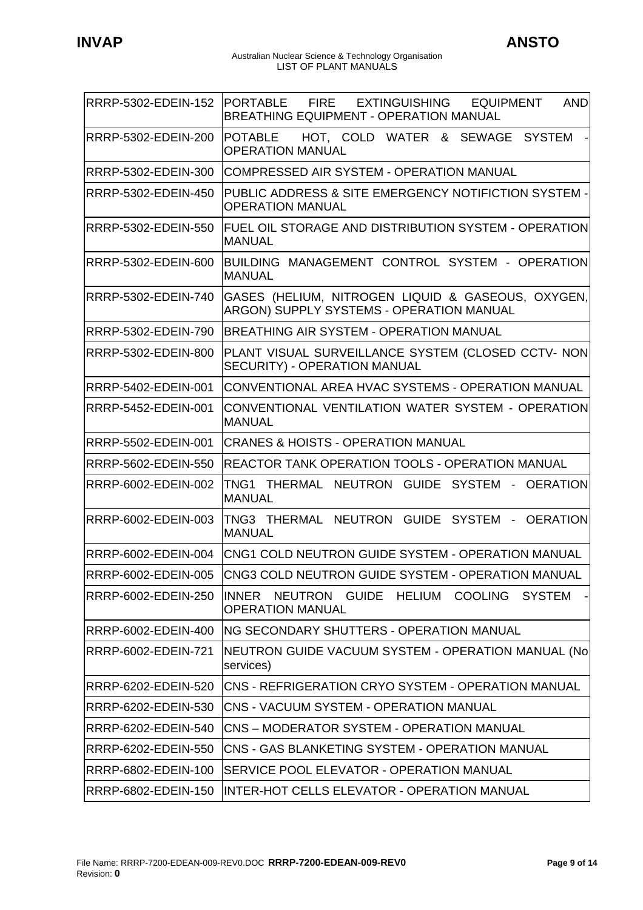| RRRP-5302-EDEIN-152 | PORTABLE FIRE EXTINGUISHING EQUIPMENT AND BREATHING EQUIPMENT - OPERATION MANUAL |
|---|---|
| RRRP-5302-EDEIN-200 | POTABLE HOT, COLD WATER & SEWAGE SYSTEM - OPERATION MANUAL |
| RRRP-5302-EDEIN-300 | COMPRESSED AIR SYSTEM - OPERATION MANUAL |
| RRRP-5302-EDEIN-450 | PUBLIC ADDRESS & SITE EMERGENCY NOTIFICTION SYSTEM - OPERATION MANUAL |
| RRRP-5302-EDEIN-550 | FUEL OIL STORAGE AND DISTRIBUTION SYSTEM - OPERATION MANUAL |
| RRRP-5302-EDEIN-600 | BUILDING MANAGEMENT CONTROL SYSTEM - OPERATION MANUAL |
| RRRP-5302-EDEIN-740 | GASES (HELIUM, NITROGEN LIQUID & GASEOUS, OXYGEN, ARGON) SUPPLY SYSTEMS - OPERATION MANUAL |
| RRRP-5302-EDEIN-790 | BREATHING AIR SYSTEM - OPERATION MANUAL |
| RRRP-5302-EDEIN-800 | PLANT VISUAL SURVEILLANCE SYSTEM (CLOSED CCTV- NON SECURITY) - OPERATION MANUAL |
| RRRP-5402-EDEIN-001 | CONVENTIONAL AREA HVAC SYSTEMS - OPERATION MANUAL |
| RRRP-5452-EDEIN-001 | CONVENTIONAL VENTILATION WATER SYSTEM - OPERATION MANUAL |
| RRRP-5502-EDEIN-001 | CRANES & HOISTS - OPERATION MANUAL |
| RRRP-5602-EDEIN-550 | REACTOR TANK OPERATION TOOLS - OPERATION MANUAL |
| RRRP-6002-EDEIN-002 | TNG1 THERMAL NEUTRON GUIDE SYSTEM - OERATION MANUAL |
| RRRP-6002-EDEIN-003 | TNG3 THERMAL NEUTRON GUIDE SYSTEM - OERATION MANUAL |
| RRRP-6002-EDEIN-004 | CNG1 COLD NEUTRON GUIDE SYSTEM - OPERATION MANUAL |
| RRRP-6002-EDEIN-005 | CNG3 COLD NEUTRON GUIDE SYSTEM - OPERATION MANUAL |
| RRRP-6002-EDEIN-250 | INNER NEUTRON GUIDE HELIUM COOLING SYSTEM - OPERATION MANUAL |
| RRRP-6002-EDEIN-400 | NG SECONDARY SHUTTERS - OPERATION MANUAL |
| RRRP-6002-EDEIN-721 | NEUTRON GUIDE VACUUM SYSTEM - OPERATION MANUAL (No services) |
| RRRP-6202-EDEIN-520 | CNS - REFRIGERATION CRYO SYSTEM - OPERATION MANUAL |
| RRRP-6202-EDEIN-530 | CNS - VACUUM SYSTEM - OPERATION MANUAL |
| RRRP-6202-EDEIN-540 | CNS – MODERATOR SYSTEM - OPERATION MANUAL |
| RRRP-6202-EDEIN-550 | CNS - GAS BLANKETING SYSTEM - OPERATION MANUAL |
| RRRP-6802-EDEIN-100 | SERVICE POOL ELEVATOR - OPERATION MANUAL |
| RRRP-6802-EDEIN-150 | INTER-HOT CELLS ELEVATOR - OPERATION MANUAL |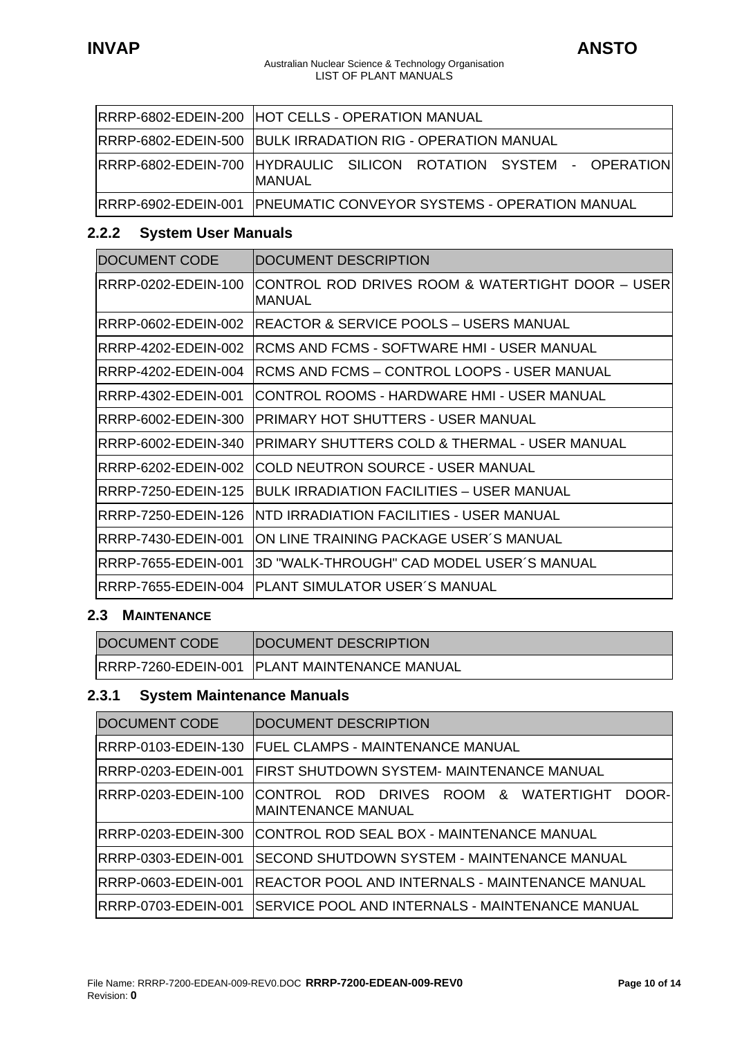| | |
|---|---|
| RRRP-6802-EDEIN-200 | HOT CELLS - OPERATION MANUAL |
| RRRP-6802-EDEIN-500 | BULK IRRADATION RIG - OPERATION MANUAL |
| RRRP-6802-EDEIN-700 | HYDRAULIC SILICON ROTATION SYSTEM - OPERATION MANUAL |
| RRRP-6902-EDEIN-001 | PNEUMATIC CONVEYOR SYSTEMS - OPERATION MANUAL |

### 2.2.2 System User Manuals

| DOCUMENT CODE | DOCUMENT DESCRIPTION |
|---|---|
| RRRP-0202-EDEIN-100 | CONTROL ROD DRIVES ROOM & WATERTIGHT DOOR – USER MANUAL |
| RRRP-0602-EDEIN-002 | REACTOR & SERVICE POOLS – USERS MANUAL |
| RRRP-4202-EDEIN-002 | RCMS AND FCMS - SOFTWARE HMI - USER MANUAL |
| RRRP-4202-EDEIN-004 | RCMS AND FCMS – CONTROL LOOPS - USER MANUAL |
| RRRP-4302-EDEIN-001 | CONTROL ROOMS - HARDWARE HMI - USER MANUAL |
| RRRP-6002-EDEIN-300 | PRIMARY HOT SHUTTERS - USER MANUAL |
| RRRP-6002-EDEIN-340 | PRIMARY SHUTTERS COLD & THERMAL - USER MANUAL |
| RRRP-6202-EDEIN-002 | COLD NEUTRON SOURCE - USER MANUAL |
| RRRP-7250-EDEIN-125 | BULK IRRADIATION FACILITIES – USER MANUAL |
| RRRP-7250-EDEIN-126 | NTD IRRADIATION FACILITIES - USER MANUAL |
| RRRP-7430-EDEIN-001 | ON LINE TRAINING PACKAGE USER´S MANUAL |
| RRRP-7655-EDEIN-001 | 3D "WALK-THROUGH" CAD MODEL USER´S MANUAL |
| RRRP-7655-EDEIN-004 | PLANT SIMULATOR USER´S MANUAL |

## 2.3 MAINTENANCE

| DOCUMENT CODE | DOCUMENT DESCRIPTION |
|---|---|
| RRRP-7260-EDEIN-001 | PLANT MAINTENANCE MANUAL |

### 2.3.1 System Maintenance Manuals

| DOCUMENT CODE | DOCUMENT DESCRIPTION |
|---|---|
| RRRP-0103-EDEIN-130 | FUEL CLAMPS - MAINTENANCE MANUAL |
| RRRP-0203-EDEIN-001 | FIRST SHUTDOWN SYSTEM- MAINTENANCE MANUAL |
| RRRP-0203-EDEIN-100 | CONTROL ROD DRIVES ROOM & WATERTIGHT DOOR-MAINTENANCE MANUAL |
| RRRP-0203-EDEIN-300 | CONTROL ROD SEAL BOX - MAINTENANCE MANUAL |
| RRRP-0303-EDEIN-001 | SECOND SHUTDOWN SYSTEM - MAINTENANCE MANUAL |
| RRRP-0603-EDEIN-001 | REACTOR POOL AND INTERNALS - MAINTENANCE MANUAL |
| RRRP-0703-EDEIN-001 | SERVICE POOL AND INTERNALS - MAINTENANCE MANUAL |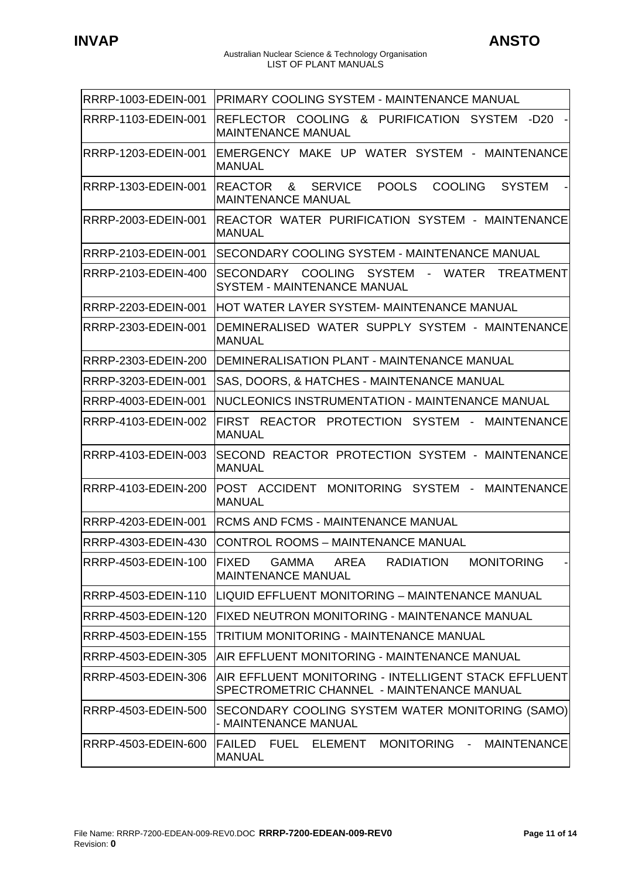| | |
|---|---|
| RRRP-1003-EDEIN-001 | PRIMARY COOLING SYSTEM - MAINTENANCE MANUAL |
| RRRP-1103-EDEIN-001 | REFLECTOR COOLING & PURIFICATION SYSTEM -D20 - MAINTENANCE MANUAL |
| RRRP-1203-EDEIN-001 | EMERGENCY MAKE UP WATER SYSTEM - MAINTENANCE MANUAL |
| RRRP-1303-EDEIN-001 | REACTOR & SERVICE POOLS COOLING SYSTEM - MAINTENANCE MANUAL |
| RRRP-2003-EDEIN-001 | REACTOR WATER PURIFICATION SYSTEM - MAINTENANCE MANUAL |
| RRRP-2103-EDEIN-001 | SECONDARY COOLING SYSTEM - MAINTENANCE MANUAL |
| RRRP-2103-EDEIN-400 | SECONDARY COOLING SYSTEM - WATER TREATMENT SYSTEM - MAINTENANCE MANUAL |
| RRRP-2203-EDEIN-001 | HOT WATER LAYER SYSTEM- MAINTENANCE MANUAL |
| RRRP-2303-EDEIN-001 | DEMINERALISED WATER SUPPLY SYSTEM - MAINTENANCE MANUAL |
| RRRP-2303-EDEIN-200 | DEMINERALISATION PLANT - MAINTENANCE MANUAL |
| RRRP-3203-EDEIN-001 | SAS, DOORS, & HATCHES - MAINTENANCE MANUAL |
| RRRP-4003-EDEIN-001 | NUCLEONICS INSTRUMENTATION - MAINTENANCE MANUAL |
| RRRP-4103-EDEIN-002 | FIRST REACTOR PROTECTION SYSTEM - MAINTENANCE MANUAL |
| RRRP-4103-EDEIN-003 | SECOND REACTOR PROTECTION SYSTEM - MAINTENANCE MANUAL |
| RRRP-4103-EDEIN-200 | POST ACCIDENT MONITORING SYSTEM - MAINTENANCE MANUAL |
| RRRP-4203-EDEIN-001 | RCMS AND FCMS - MAINTENANCE MANUAL |
| RRRP-4303-EDEIN-430 | CONTROL ROOMS – MAINTENANCE MANUAL |
| RRRP-4503-EDEIN-100 | FIXED GAMMA AREA RADIATION MONITORING - MAINTENANCE MANUAL |
| RRRP-4503-EDEIN-110 | LIQUID EFFLUENT MONITORING – MAINTENANCE MANUAL |
| RRRP-4503-EDEIN-120 | FIXED NEUTRON MONITORING - MAINTENANCE MANUAL |
| RRRP-4503-EDEIN-155 | TRITIUM MONITORING - MAINTENANCE MANUAL |
| RRRP-4503-EDEIN-305 | AIR EFFLUENT MONITORING - MAINTENANCE MANUAL |
| RRRP-4503-EDEIN-306 | AIR EFFLUENT MONITORING - INTELLIGENT STACK EFFLUENT SPECTROMETRIC CHANNEL - MAINTENANCE MANUAL |
| RRRP-4503-EDEIN-500 | SECONDARY COOLING SYSTEM WATER MONITORING (SAMO) - MAINTENANCE MANUAL |
| RRRP-4503-EDEIN-600 | FAILED FUEL ELEMENT MONITORING - MAINTENANCE MANUAL |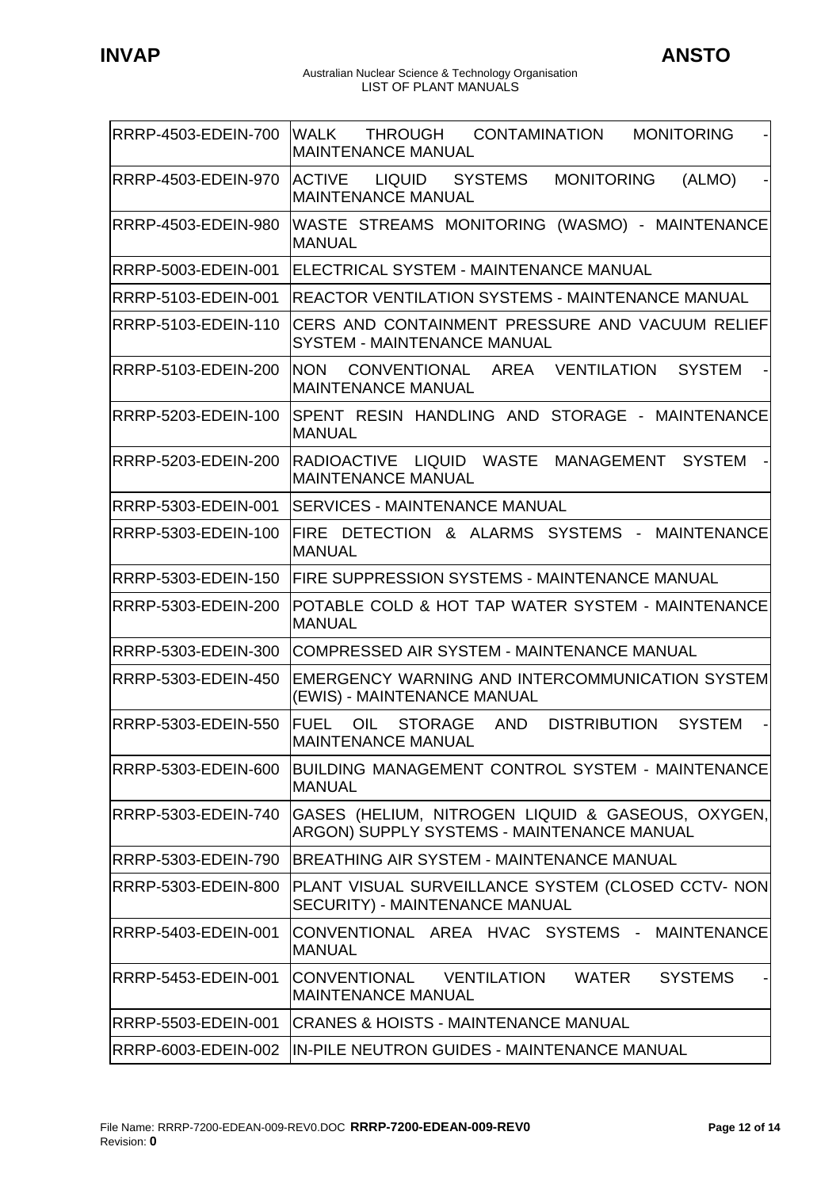| | |
|---|---|
| RRRP-4503-EDEIN-700 | WALK THROUGH CONTAMINATION MONITORING - MAINTENANCE MANUAL |
| RRRP-4503-EDEIN-970 | ACTIVE LIQUID SYSTEMS MONITORING (ALMO) - MAINTENANCE MANUAL |
| RRRP-4503-EDEIN-980 | WASTE STREAMS MONITORING (WASMO) - MAINTENANCE MANUAL |
| RRRP-5003-EDEIN-001 | ELECTRICAL SYSTEM - MAINTENANCE MANUAL |
| RRRP-5103-EDEIN-001 | REACTOR VENTILATION SYSTEMS - MAINTENANCE MANUAL |
| RRRP-5103-EDEIN-110 | CERS AND CONTAINMENT PRESSURE AND VACUUM RELIEF SYSTEM - MAINTENANCE MANUAL |
| RRRP-5103-EDEIN-200 | NON CONVENTIONAL AREA VENTILATION SYSTEM - MAINTENANCE MANUAL |
| RRRP-5203-EDEIN-100 | SPENT RESIN HANDLING AND STORAGE - MAINTENANCE MANUAL |
| RRRP-5203-EDEIN-200 | RADIOACTIVE LIQUID WASTE MANAGEMENT SYSTEM - MAINTENANCE MANUAL |
| RRRP-5303-EDEIN-001 | SERVICES - MAINTENANCE MANUAL |
| RRRP-5303-EDEIN-100 | FIRE DETECTION & ALARMS SYSTEMS - MAINTENANCE MANUAL |
| RRRP-5303-EDEIN-150 | FIRE SUPPRESSION SYSTEMS - MAINTENANCE MANUAL |
| RRRP-5303-EDEIN-200 | POTABLE COLD & HOT TAP WATER SYSTEM - MAINTENANCE MANUAL |
| RRRP-5303-EDEIN-300 | COMPRESSED AIR SYSTEM - MAINTENANCE MANUAL |
| RRRP-5303-EDEIN-450 | EMERGENCY WARNING AND INTERCOMMUNICATION SYSTEM (EWIS) - MAINTENANCE MANUAL |
| RRRP-5303-EDEIN-550 | FUEL OIL STORAGE AND DISTRIBUTION SYSTEM - MAINTENANCE MANUAL |
| RRRP-5303-EDEIN-600 | BUILDING MANAGEMENT CONTROL SYSTEM - MAINTENANCE MANUAL |
| RRRP-5303-EDEIN-740 | GASES (HELIUM, NITROGEN LIQUID & GASEOUS, OXYGEN, ARGON) SUPPLY SYSTEMS - MAINTENANCE MANUAL |
| RRRP-5303-EDEIN-790 | BREATHING AIR SYSTEM - MAINTENANCE MANUAL |
| RRRP-5303-EDEIN-800 | PLANT VISUAL SURVEILLANCE SYSTEM (CLOSED CCTV- NON SECURITY) - MAINTENANCE MANUAL |
| RRRP-5403-EDEIN-001 | CONVENTIONAL AREA HVAC SYSTEMS - MAINTENANCE MANUAL |
| RRRP-5453-EDEIN-001 | CONVENTIONAL VENTILATION WATER SYSTEMS - MAINTENANCE MANUAL |
| RRRP-5503-EDEIN-001 | CRANES & HOISTS - MAINTENANCE MANUAL |
| RRRP-6003-EDEIN-002 | IN-PILE NEUTRON GUIDES - MAINTENANCE MANUAL |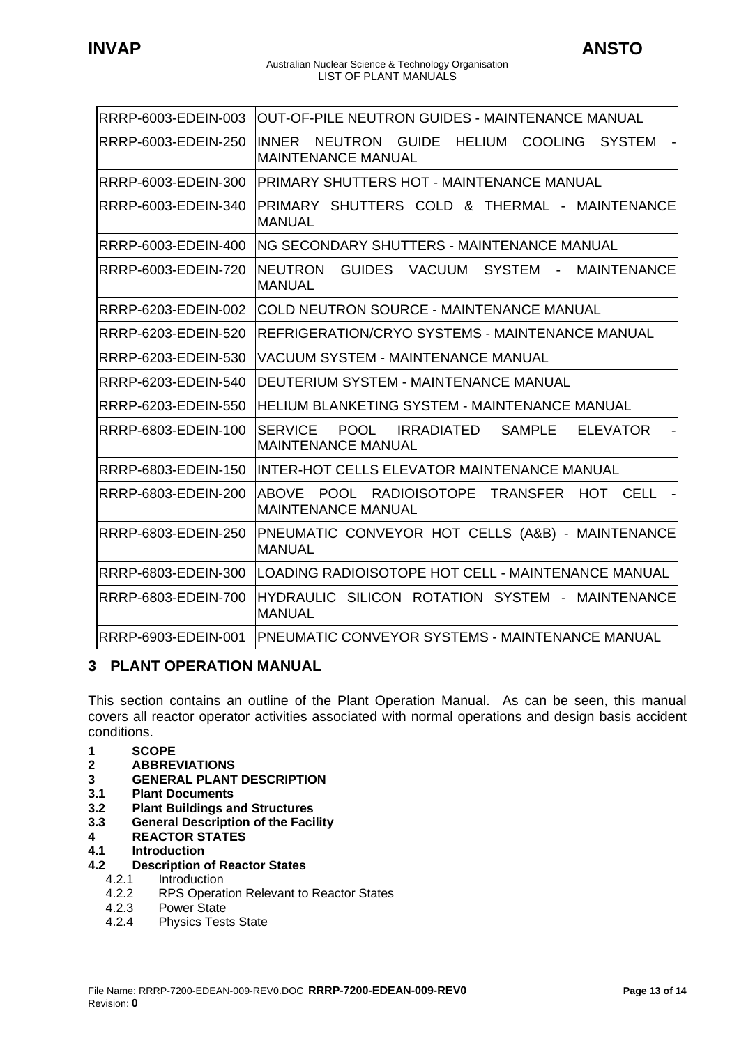| RRRP-6003-EDEIN-003 | OUT-OF-PILE NEUTRON GUIDES - MAINTENANCE MANUAL |
|---|---|
| RRRP-6003-EDEIN-250 | INNER NEUTRON GUIDE HELIUM COOLING SYSTEM - MAINTENANCE MANUAL |
| RRRP-6003-EDEIN-300 | PRIMARY SHUTTERS HOT - MAINTENANCE MANUAL |
| RRRP-6003-EDEIN-340 | PRIMARY SHUTTERS COLD & THERMAL - MAINTENANCE MANUAL |
| RRRP-6003-EDEIN-400 | NG SECONDARY SHUTTERS - MAINTENANCE MANUAL |
| RRRP-6003-EDEIN-720 | NEUTRON GUIDES VACUUM SYSTEM - MAINTENANCE MANUAL |
| RRRP-6203-EDEIN-002 | COLD NEUTRON SOURCE - MAINTENANCE MANUAL |
| RRRP-6203-EDEIN-520 | REFRIGERATION/CRYO SYSTEMS - MAINTENANCE MANUAL |
| RRRP-6203-EDEIN-530 | VACUUM SYSTEM - MAINTENANCE MANUAL |
| RRRP-6203-EDEIN-540 | DEUTERIUM SYSTEM - MAINTENANCE MANUAL |
| RRRP-6203-EDEIN-550 | HELIUM BLANKETING SYSTEM - MAINTENANCE MANUAL |
| RRRP-6803-EDEIN-100 | SERVICE POOL IRRADIATED SAMPLE ELEVATOR - MAINTENANCE MANUAL |
| RRRP-6803-EDEIN-150 | INTER-HOT CELLS ELEVATOR MAINTENANCE MANUAL |
| RRRP-6803-EDEIN-200 | ABOVE POOL RADIOISOTOPE TRANSFER HOT CELL - MAINTENANCE MANUAL |
| RRRP-6803-EDEIN-250 | PNEUMATIC CONVEYOR HOT CELLS (A&B) - MAINTENANCE MANUAL |
| RRRP-6803-EDEIN-300 | LOADING RADIOISOTOPE HOT CELL - MAINTENANCE MANUAL |
| RRRP-6803-EDEIN-700 | HYDRAULIC SILICON ROTATION SYSTEM - MAINTENANCE MANUAL |
| RRRP-6903-EDEIN-001 | PNEUMATIC CONVEYOR SYSTEMS - MAINTENANCE MANUAL |

## 3 PLANT OPERATION MANUAL

This section contains an outline of the Plant Operation Manual. As can be seen, this manual covers all reactor operator activities associated with normal operations and design basis accident conditions.

**1 SCOPE**
**2 ABBREVIATIONS**
**3 GENERAL PLANT DESCRIPTION**
**3.1 Plant Documents**
**3.2 Plant Buildings and Structures**
**3.3 General Description of the Facility**
**4 REACTOR STATES**
**4.1 Introduction**
**4.2 Description of Reactor States**

- 4.2.1 Introduction
- 4.2.2 RPS Operation Relevant to Reactor States
- 4.2.3 Power State
- 4.2.4 Physics Tests State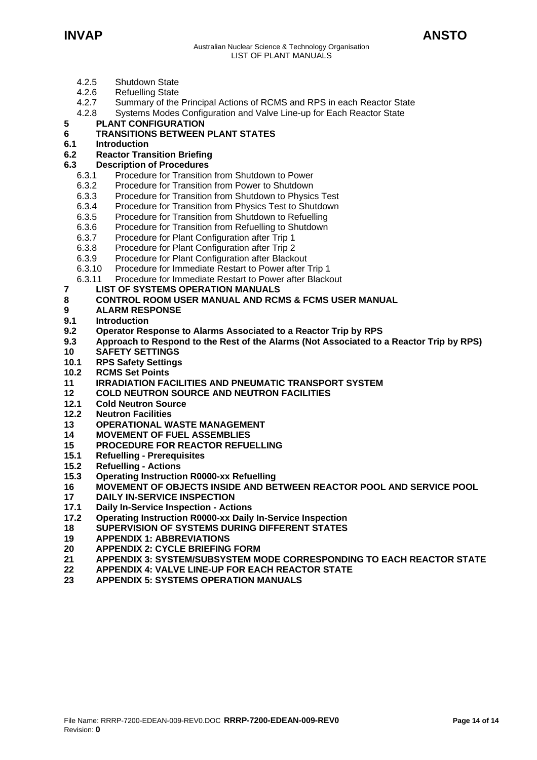4.2.5 Shutdown State
4.2.6 Refuelling State
4.2.7 Summary of the Principal Actions of RCMS and RPS in each Reactor State
4.2.8 Systems Modes Configuration and Valve Line-up for Each Reactor State

**5 PLANT CONFIGURATION**

**6 TRANSITIONS BETWEEN PLANT STATES**

**6.1 Introduction**

**6.2 Reactor Transition Briefing**

**6.3 Description of Procedures**

6.3.1 Procedure for Transition from Shutdown to Power
6.3.2 Procedure for Transition from Power to Shutdown
6.3.3 Procedure for Transition from Shutdown to Physics Test
6.3.4 Procedure for Transition from Physics Test to Shutdown
6.3.5 Procedure for Transition from Shutdown to Refuelling
6.3.6 Procedure for Transition from Refuelling to Shutdown
6.3.7 Procedure for Plant Configuration after Trip 1
6.3.8 Procedure for Plant Configuration after Trip 2
6.3.9 Procedure for Plant Configuration after Blackout
6.3.10 Procedure for Immediate Restart to Power after Trip 1
6.3.11 Procedure for Immediate Restart to Power after Blackout

**7 LIST OF SYSTEMS OPERATION MANUALS**

**8 CONTROL ROOM USER MANUAL AND RCMS & FCMS USER MANUAL**

**9 ALARM RESPONSE**

**9.1 Introduction**

**9.2 Operator Response to Alarms Associated to a Reactor Trip by RPS**

**9.3 Approach to Respond to the Rest of the Alarms (Not Associated to a Reactor Trip by RPS)**

**10 SAFETY SETTINGS**

**10.1 RPS Safety Settings**

**10.2 RCMS Set Points**

**11 IRRADIATION FACILITIES AND PNEUMATIC TRANSPORT SYSTEM**

**12 COLD NEUTRON SOURCE AND NEUTRON FACILITIES**

**12.1 Cold Neutron Source**

**12.2 Neutron Facilities**

**13 OPERATIONAL WASTE MANAGEMENT**

**14 MOVEMENT OF FUEL ASSEMBLIES**

**15 PROCEDURE FOR REACTOR REFUELLING**

**15.1 Refuelling - Prerequisites**

**15.2 Refuelling - Actions**

**15.3 Operating Instruction R0000-xx Refuelling**

**16 MOVEMENT OF OBJECTS INSIDE AND BETWEEN REACTOR POOL AND SERVICE POOL**

**17 DAILY IN-SERVICE INSPECTION**

**17.1 Daily In-Service Inspection - Actions**

**17.2 Operating Instruction R0000-xx Daily In-Service Inspection**

**18 SUPERVISION OF SYSTEMS DURING DIFFERENT STATES**

**19 APPENDIX 1: ABBREVIATIONS**

**20 APPENDIX 2: CYCLE BRIEFING FORM**

**21 APPENDIX 3: SYSTEM/SUBSYSTEM MODE CORRESPONDING TO EACH REACTOR STATE**

**22 APPENDIX 4: VALVE LINE-UP FOR EACH REACTOR STATE**

**23 APPENDIX 5: SYSTEMS OPERATION MANUALS**